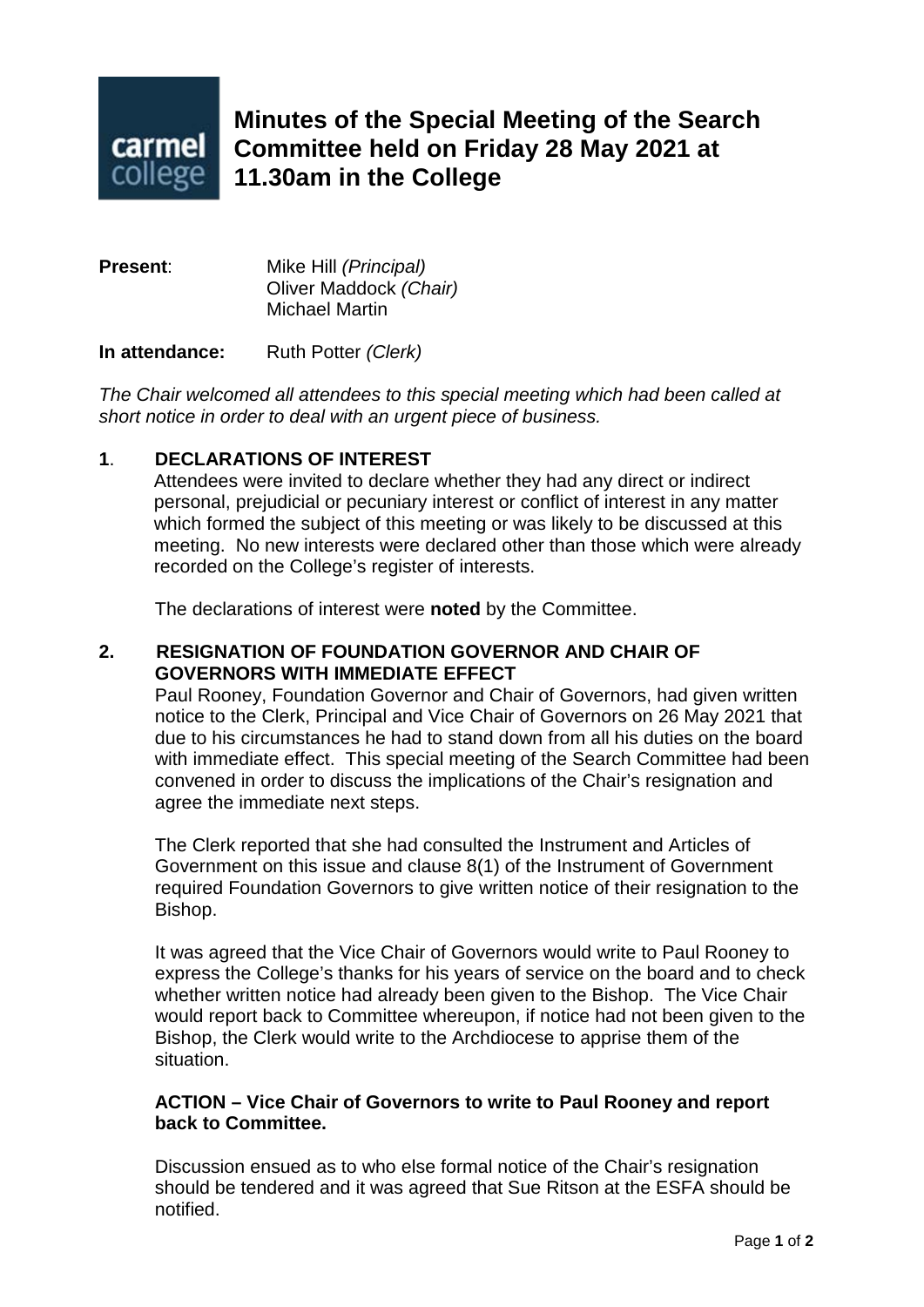# Minutes of the Special Meeting of the Search Committee held on Friday 28 May 2021 at 11.30am in the College

**Present**: Mike Hill *(Principal)*
Oliver Maddock *(Chair)*
Michael Martin

**In attendance:** Ruth Potter *(Clerk)*

*The Chair welcomed all attendees to this special meeting which had been called at short notice in order to deal with an urgent piece of business.*

## 1. DECLARATIONS OF INTEREST

Attendees were invited to declare whether they had any direct or indirect personal, prejudicial or pecuniary interest or conflict of interest in any matter which formed the subject of this meeting or was likely to be discussed at this meeting. No new interests were declared other than those which were already recorded on the College's register of interests.

The declarations of interest were **noted** by the Committee.

## 2. RESIGNATION OF FOUNDATION GOVERNOR AND CHAIR OF GOVERNORS WITH IMMEDIATE EFFECT

Paul Rooney, Foundation Governor and Chair of Governors, had given written notice to the Clerk, Principal and Vice Chair of Governors on 26 May 2021 that due to his circumstances he had to stand down from all his duties on the board with immediate effect. This special meeting of the Search Committee had been convened in order to discuss the implications of the Chair's resignation and agree the immediate next steps.

The Clerk reported that she had consulted the Instrument and Articles of Government on this issue and clause 8(1) of the Instrument of Government required Foundation Governors to give written notice of their resignation to the Bishop.

It was agreed that the Vice Chair of Governors would write to Paul Rooney to express the College's thanks for his years of service on the board and to check whether written notice had already been given to the Bishop. The Vice Chair would report back to Committee whereupon, if notice had not been given to the Bishop, the Clerk would write to the Archdiocese to apprise them of the situation.

**ACTION – Vice Chair of Governors to write to Paul Rooney and report back to Committee.**

Discussion ensued as to who else formal notice of the Chair's resignation should be tendered and it was agreed that Sue Ritson at the ESFA should be notified.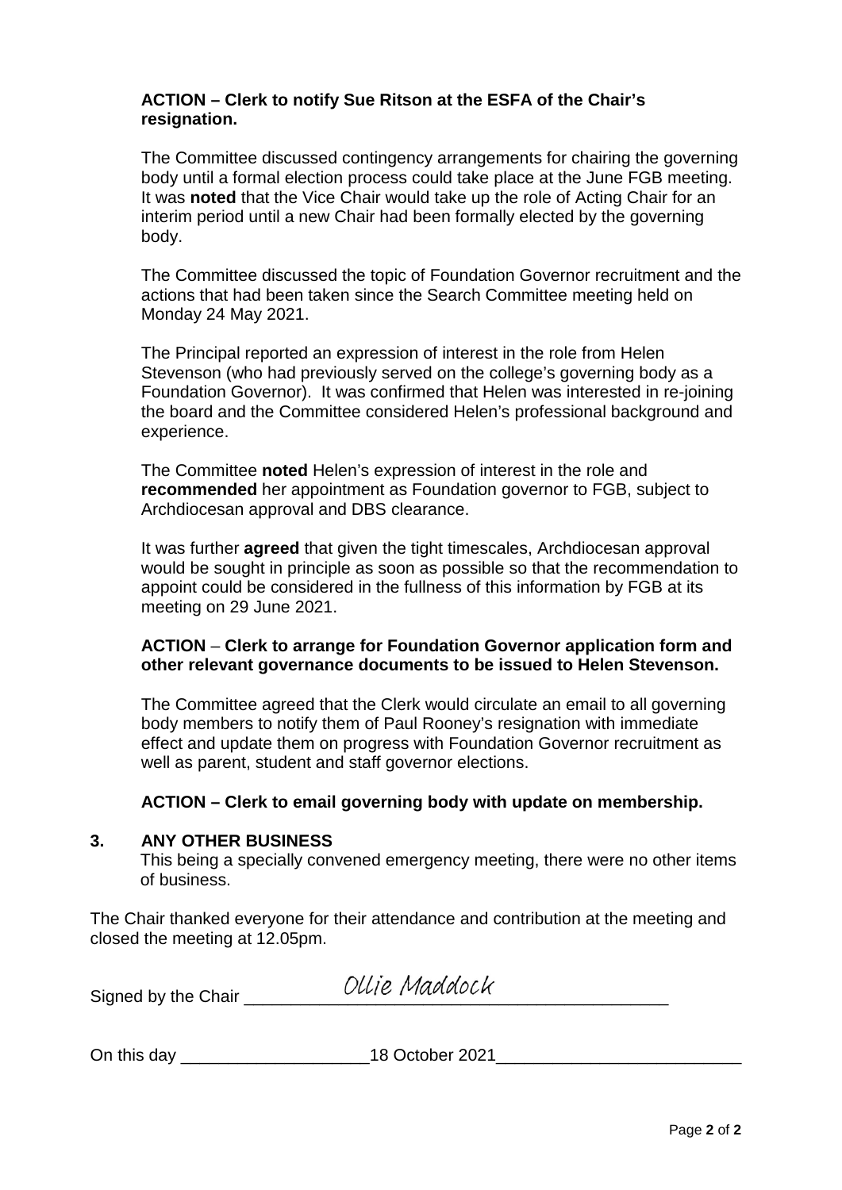**ACTION – Clerk to notify Sue Ritson at the ESFA of the Chair's resignation.**

The Committee discussed contingency arrangements for chairing the governing body until a formal election process could take place at the June FGB meeting. It was **noted** that the Vice Chair would take up the role of Acting Chair for an interim period until a new Chair had been formally elected by the governing body.

The Committee discussed the topic of Foundation Governor recruitment and the actions that had been taken since the Search Committee meeting held on Monday 24 May 2021.

The Principal reported an expression of interest in the role from Helen Stevenson (who had previously served on the college's governing body as a Foundation Governor). It was confirmed that Helen was interested in re-joining the board and the Committee considered Helen's professional background and experience.

The Committee **noted** Helen's expression of interest in the role and **recommended** her appointment as Foundation governor to FGB, subject to Archdiocesan approval and DBS clearance.

It was further **agreed** that given the tight timescales, Archdiocesan approval would be sought in principle as soon as possible so that the recommendation to appoint could be considered in the fullness of this information by FGB at its meeting on 29 June 2021.

**ACTION – Clerk to arrange for Foundation Governor application form and other relevant governance documents to be issued to Helen Stevenson.**

The Committee agreed that the Clerk would circulate an email to all governing body members to notify them of Paul Rooney's resignation with immediate effect and update them on progress with Foundation Governor recruitment as well as parent, student and staff governor elections.

**ACTION – Clerk to email governing body with update on membership.**

## 3. ANY OTHER BUSINESS

This being a specially convened emergency meeting, there were no other items of business.

The Chair thanked everyone for their attendance and contribution at the meeting and closed the meeting at 12.05pm.

Signed by the Chair ____Ollie Maddock____

On this day ____18 October 2021____